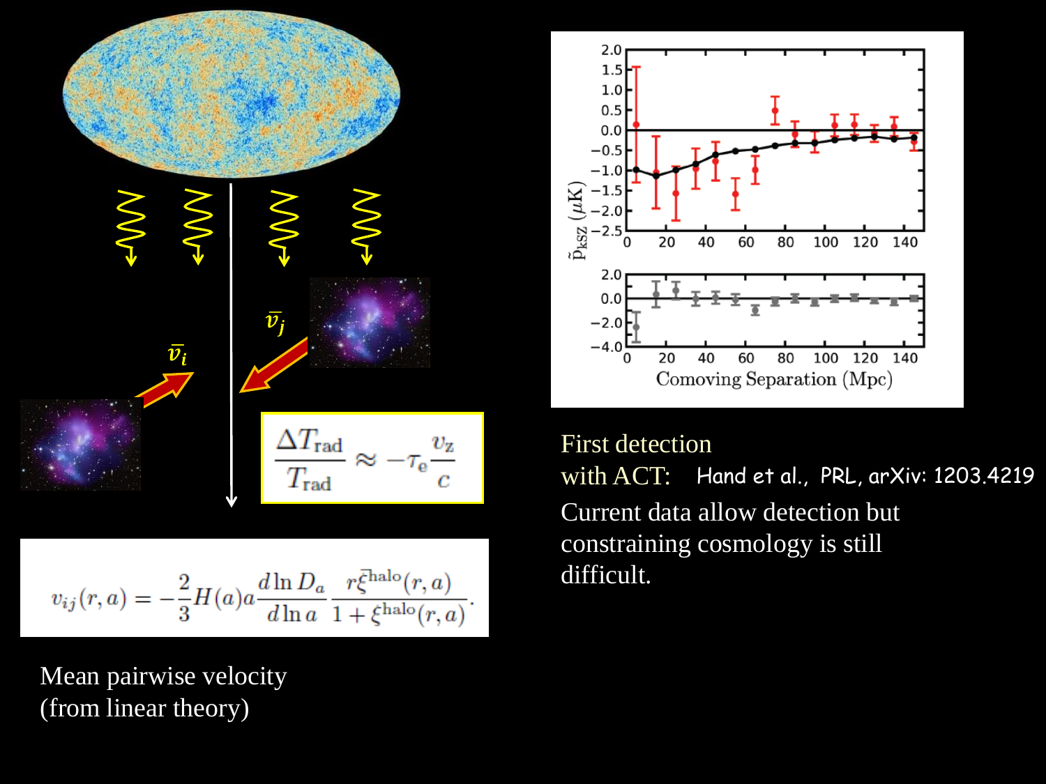$$\frac{\Delta T_{\rm rad}}{T_{\rm rad}} \approx -\tau_e \frac{v_z}{c}$$

$$v_{ij}(r,a) = -\frac{2}{3} H(a) a \frac{d\ln D_a}{d\ln a} \frac{r\bar{\xi}^{\rm halo}(r,a)}{1+\xi^{\rm halo}(r,a)}.$$

Mean pairwise velocity (from linear theory)

First detection with ACT: Hand et al., PRL, arXiv: 1203.4219

Current data allow detection but constraining cosmology is still difficult.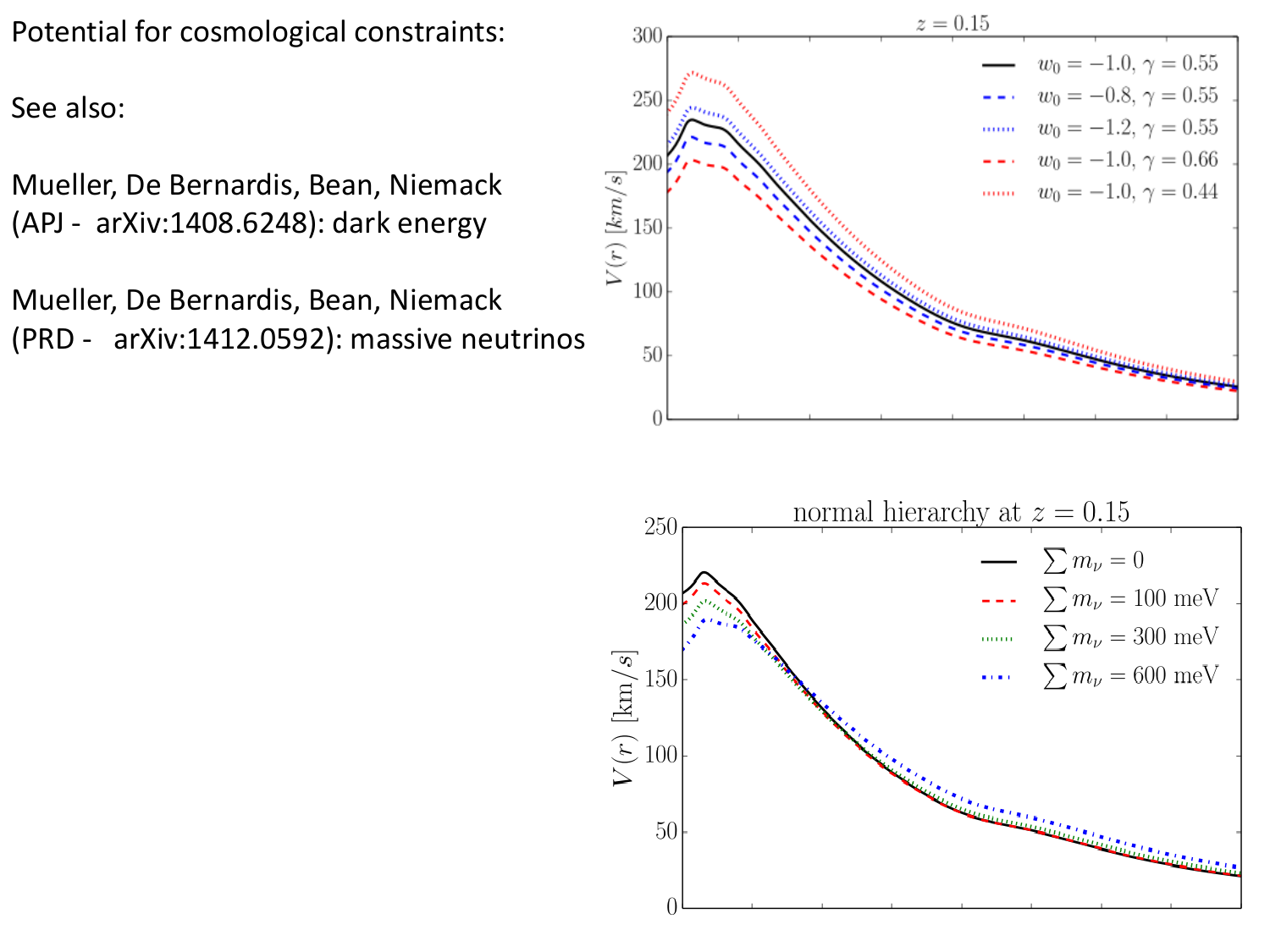Potential for cosmological constraints:

See also:

Mueller, De Bernardis, Bean, Niemack (APJ - arXiv:1408.6248): dark energy

Mueller, De Bernardis, Bean, Niemack (PRD - arXiv:1412.0592): massive neutrinos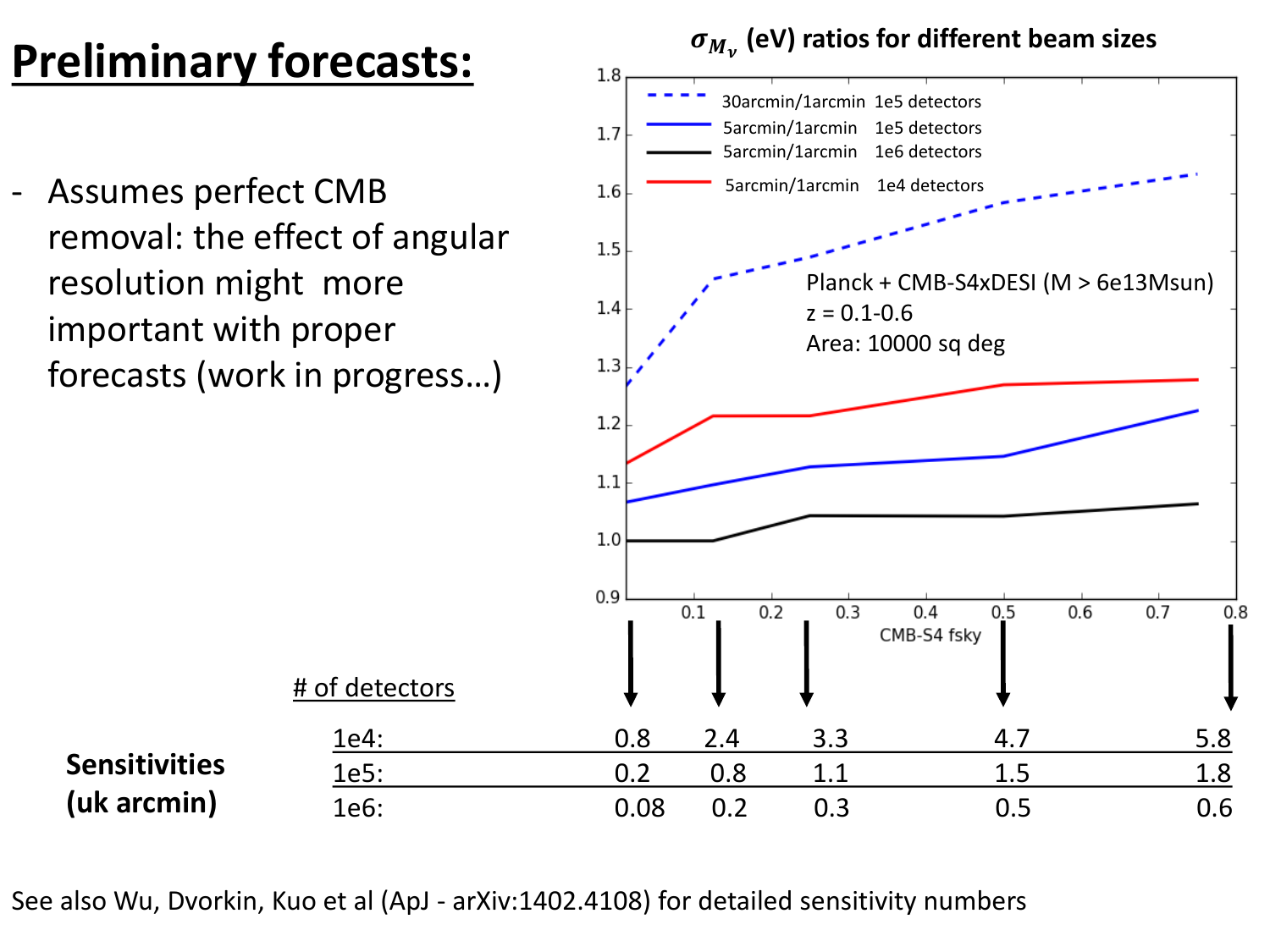# Preliminary forecasts:

- Assumes perfect CMB removal: the effect of angular resolution might more important with proper forecasts (work in progress…)

**$\sigma_{M_\nu}$ (eV) ratios for different beam sizes**

- 30arcmin/1arcmin 1e5 detectors
- 5arcmin/1arcmin 1e5 detectors
- 5arcmin/1arcmin 1e6 detectors
- 5arcmin/1arcmin 1e4 detectors

Planck + CMB-S4xDESI (M > 6e13Msun)
z = 0.1-0.6
Area: 10000 sq deg

CMB-S4 fsky

**Sensitivities (uk arcmin)**

| # of detectors | | | | | |
|---|---|---|---|---|---|
| 1e4: | 0.8 | 2.4 | 3.3 | 4.7 | 5.8 |
| 1e5: | 0.2 | 0.8 | 1.1 | 1.5 | 1.8 |
| 1e6: | 0.08 | 0.2 | 0.3 | 0.5 | 0.6 |

See also Wu, Dvorkin, Kuo et al (ApJ - arXiv:1402.4108) for detailed sensitivity numbers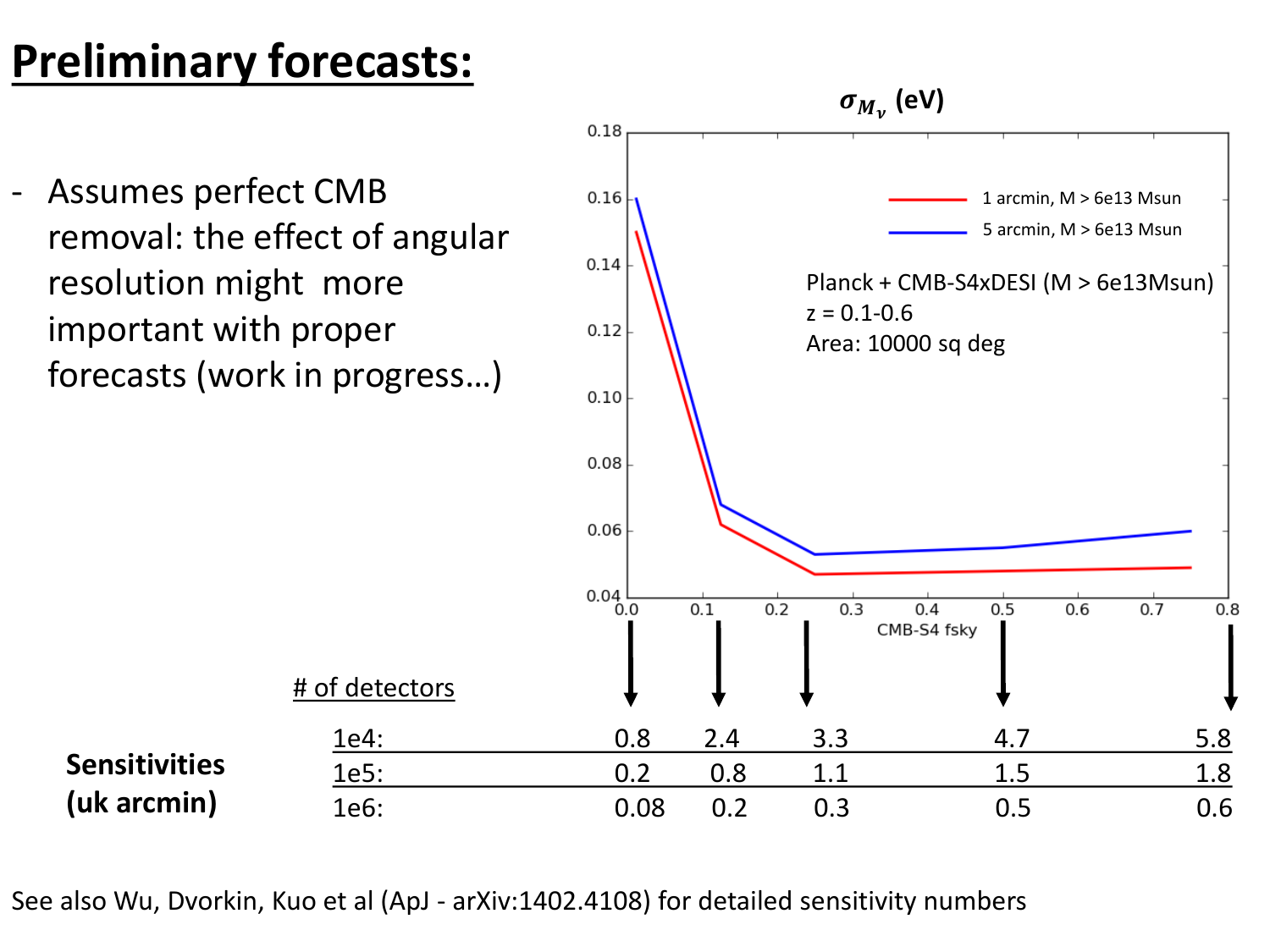# Preliminary forecasts:

- Assumes perfect CMB removal: the effect of angular resolution might more important with proper forecasts (work in progress…)

$\sigma_{M_\nu}$ (eV)

0.18
0.16
0.14
0.12
0.10
0.08
0.06
0.04

0.0 0.1 0.2 0.3 0.4 0.5 0.6 0.7 0.8

CMB-S4 fsky

1 arcmin, M > 6e13 Msun

5 arcmin, M > 6e13 Msun

Planck + CMB-S4xDESI (M > 6e13Msun)
z = 0.1-0.6
Area: 10000 sq deg

**Sensitivities (uk arcmin)**

| # of detectors | | | | | |
|---|---|---|---|---|---|
| 1e4: | 0.8 | 2.4 | 3.3 | 4.7 | 5.8 |
| 1e5: | 0.2 | 0.8 | 1.1 | 1.5 | 1.8 |
| 1e6: | 0.08 | 0.2 | 0.3 | 0.5 | 0.6 |

See also Wu, Dvorkin, Kuo et al (ApJ - arXiv:1402.4108) for detailed sensitivity numbers